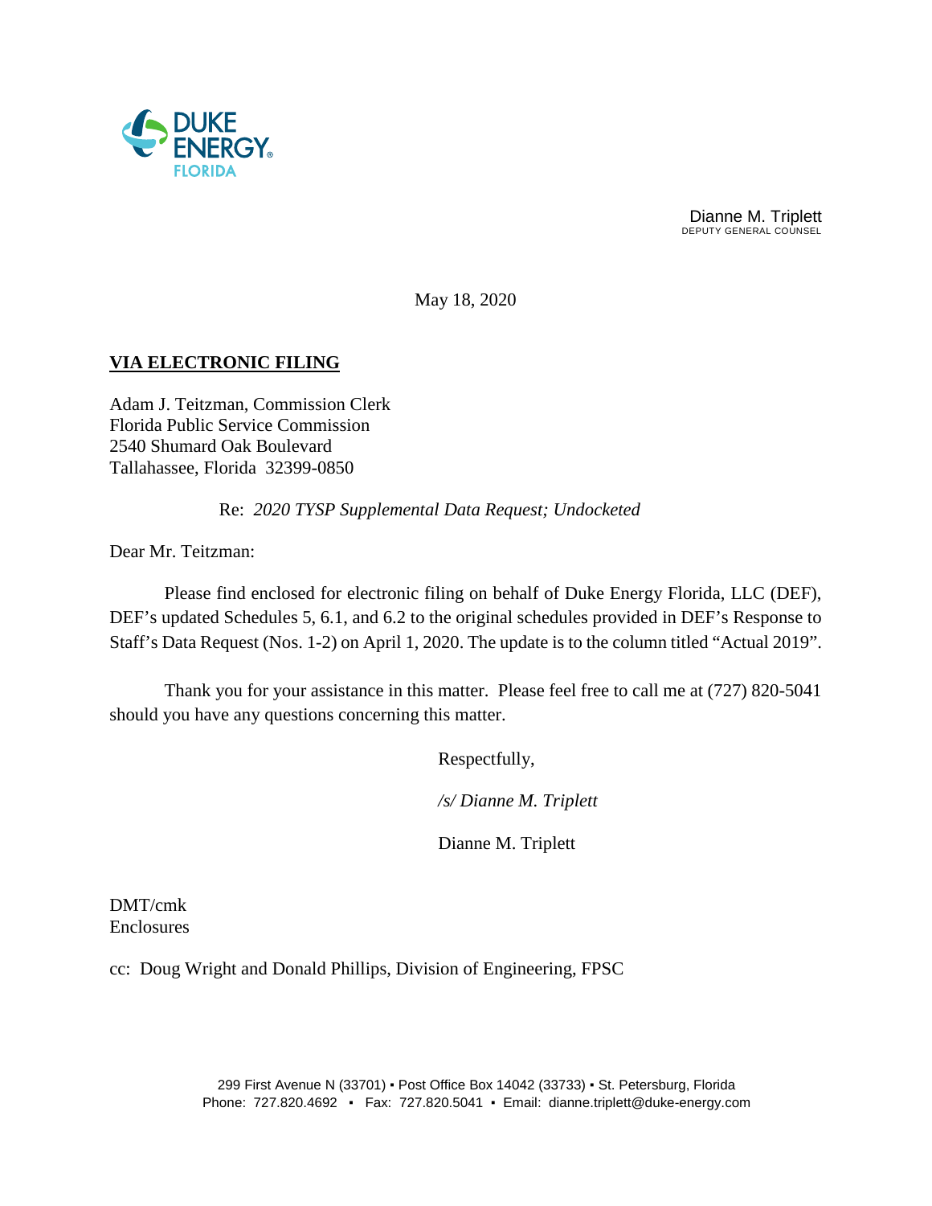DUKE ENERGY
FLORIDA

Dianne M. Triplett
DEPUTY GENERAL COUNSEL

May 18, 2020

**VIA ELECTRONIC FILING**

Adam J. Teitzman, Commission Clerk
Florida Public Service Commission
2540 Shumard Oak Boulevard
Tallahassee, Florida 32399-0850

Re: *2020 TYSP Supplemental Data Request; Undocketed*

Dear Mr. Teitzman:

Please find enclosed for electronic filing on behalf of Duke Energy Florida, LLC (DEF), DEF's updated Schedules 5, 6.1, and 6.2 to the original schedules provided in DEF's Response to Staff's Data Request (Nos. 1-2) on April 1, 2020. The update is to the column titled "Actual 2019".

Thank you for your assistance in this matter. Please feel free to call me at (727) 820-5041 should you have any questions concerning this matter.

Respectfully,

*/s/ Dianne M. Triplett*

Dianne M. Triplett

DMT/cmk
Enclosures

cc: Doug Wright and Donald Phillips, Division of Engineering, FPSC

299 First Avenue N (33701) ▪ Post Office Box 14042 (33733) ▪ St. Petersburg, Florida
Phone: 727.820.4692 ▪ Fax: 727.820.5041 ▪ Email: dianne.triplett@duke-energy.com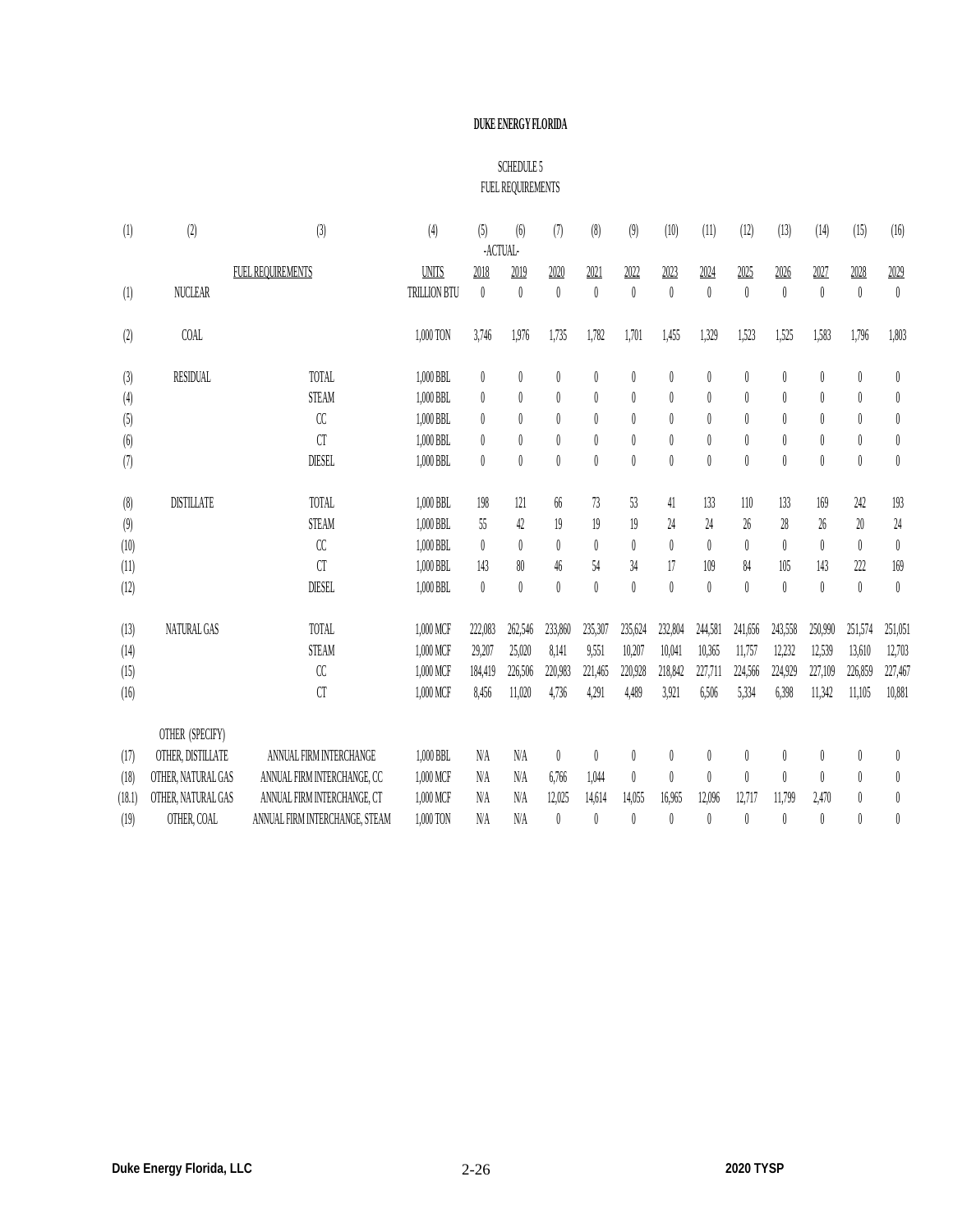**DUKE ENERGY FLORIDA**

SCHEDULE 5
FUEL REQUIREMENTS

| (1) | (2) | (3) | (4) | (5) | (6) | (7) | (8) | (9) | (10) | (11) | (12) | (13) | (14) | (15) | (16) |
|---|---|---|---|---|---|---|---|---|---|---|---|---|---|---|---|
| | | | | -ACTUAL- | | | | | | | | | | | |
| | | FUEL REQUIREMENTS | UNITS | 2018 | 2019 | 2020 | 2021 | 2022 | 2023 | 2024 | 2025 | 2026 | 2027 | 2028 | 2029 |
| (1) | NUCLEAR | | TRILLION BTU | 0 | 0 | 0 | 0 | 0 | 0 | 0 | 0 | 0 | 0 | 0 | 0 |
| (2) | COAL | | 1,000 TON | 3,746 | 1,976 | 1,735 | 1,782 | 1,701 | 1,455 | 1,329 | 1,523 | 1,525 | 1,583 | 1,796 | 1,803 |
| (3) | RESIDUAL | TOTAL | 1,000 BBL | 0 | 0 | 0 | 0 | 0 | 0 | 0 | 0 | 0 | 0 | 0 | 0 |
| (4) | | STEAM | 1,000 BBL | 0 | 0 | 0 | 0 | 0 | 0 | 0 | 0 | 0 | 0 | 0 | 0 |
| (5) | | CC | 1,000 BBL | 0 | 0 | 0 | 0 | 0 | 0 | 0 | 0 | 0 | 0 | 0 | 0 |
| (6) | | CT | 1,000 BBL | 0 | 0 | 0 | 0 | 0 | 0 | 0 | 0 | 0 | 0 | 0 | 0 |
| (7) | | DIESEL | 1,000 BBL | 0 | 0 | 0 | 0 | 0 | 0 | 0 | 0 | 0 | 0 | 0 | 0 |
| (8) | DISTILLATE | TOTAL | 1,000 BBL | 198 | 121 | 66 | 73 | 53 | 41 | 133 | 110 | 133 | 169 | 242 | 193 |
| (9) | | STEAM | 1,000 BBL | 55 | 42 | 19 | 19 | 19 | 24 | 24 | 26 | 28 | 26 | 20 | 24 |
| (10) | | CC | 1,000 BBL | 0 | 0 | 0 | 0 | 0 | 0 | 0 | 0 | 0 | 0 | 0 | 0 |
| (11) | | CT | 1,000 BBL | 143 | 80 | 46 | 54 | 34 | 17 | 109 | 84 | 105 | 143 | 222 | 169 |
| (12) | | DIESEL | 1,000 BBL | 0 | 0 | 0 | 0 | 0 | 0 | 0 | 0 | 0 | 0 | 0 | 0 |
| (13) | NATURAL GAS | TOTAL | 1,000 MCF | 222,083 | 262,546 | 233,860 | 235,307 | 235,624 | 232,804 | 244,581 | 241,656 | 243,558 | 250,990 | 251,574 | 251,051 |
| (14) | | STEAM | 1,000 MCF | 29,207 | 25,020 | 8,141 | 9,551 | 10,207 | 10,041 | 10,365 | 11,757 | 12,232 | 12,539 | 13,610 | 12,703 |
| (15) | | CC | 1,000 MCF | 184,419 | 226,506 | 220,983 | 221,465 | 220,928 | 218,842 | 227,711 | 224,566 | 224,929 | 227,109 | 226,859 | 227,467 |
| (16) | | CT | 1,000 MCF | 8,456 | 11,020 | 4,736 | 4,291 | 4,489 | 3,921 | 6,506 | 5,334 | 6,398 | 11,342 | 11,105 | 10,881 |
| | OTHER (SPECIFY) | | | | | | | | | | | | | | |
| (17) | OTHER, DISTILLATE | ANNUAL FIRM INTERCHANGE | 1,000 BBL | N/A | N/A | 0 | 0 | 0 | 0 | 0 | 0 | 0 | 0 | 0 | 0 |
| (18) | OTHER, NATURAL GAS | ANNUAL FIRM INTERCHANGE, CC | 1,000 MCF | N/A | N/A | 6,766 | 1,044 | 0 | 0 | 0 | 0 | 0 | 0 | 0 | 0 |
| (18.1) | OTHER, NATURAL GAS | ANNUAL FIRM INTERCHANGE, CT | 1,000 MCF | N/A | N/A | 12,025 | 14,614 | 14,055 | 16,965 | 12,096 | 12,717 | 11,799 | 2,470 | 0 | 0 |
| (19) | OTHER, COAL | ANNUAL FIRM INTERCHANGE, STEAM | 1,000 TON | N/A | N/A | 0 | 0 | 0 | 0 | 0 | 0 | 0 | 0 | 0 | 0 |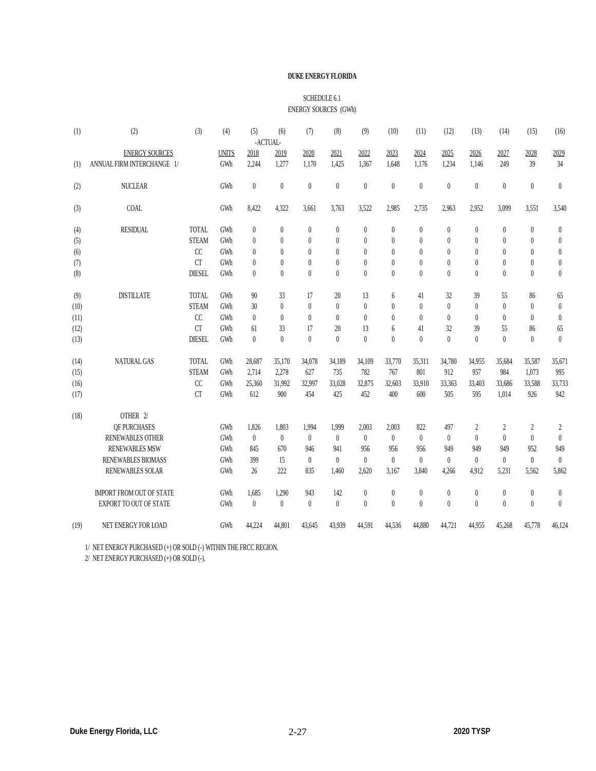**DUKE ENERGY FLORIDA**

SCHEDULE 6.1
ENERGY SOURCES (GWh)

| (1) | (2) | (3) | (4) | (5) | (6) | (7) | (8) | (9) | (10) | (11) | (12) | (13) | (14) | (15) | (16) |
|---|---|---|---|---|---|---|---|---|---|---|---|---|---|---|---|
| | | | | -ACTUAL- | | | | | | | | | | | |
| | ENERGY SOURCES | | UNITS | 2018 | 2019 | 2020 | 2021 | 2022 | 2023 | 2024 | 2025 | 2026 | 2027 | 2028 | 2029 |
| (1) | ANNUAL FIRM INTERCHANGE 1/ | | GWh | 2,244 | 1,277 | 1,170 | 1,425 | 1,367 | 1,648 | 1,176 | 1,234 | 1,146 | 249 | 39 | 34 |
| (2) | NUCLEAR | | GWh | 0 | 0 | 0 | 0 | 0 | 0 | 0 | 0 | 0 | 0 | 0 | 0 |
| (3) | COAL | | GWh | 8,422 | 4,322 | 3,661 | 3,763 | 3,522 | 2,985 | 2,735 | 2,963 | 2,952 | 3,099 | 3,551 | 3,540 |
| (4) | RESIDUAL | TOTAL | GWh | 0 | 0 | 0 | 0 | 0 | 0 | 0 | 0 | 0 | 0 | 0 | 0 |
| (5) | | STEAM | GWh | 0 | 0 | 0 | 0 | 0 | 0 | 0 | 0 | 0 | 0 | 0 | 0 |
| (6) | | CC | GWh | 0 | 0 | 0 | 0 | 0 | 0 | 0 | 0 | 0 | 0 | 0 | 0 |
| (7) | | CT | GWh | 0 | 0 | 0 | 0 | 0 | 0 | 0 | 0 | 0 | 0 | 0 | 0 |
| (8) | | DIESEL | GWh | 0 | 0 | 0 | 0 | 0 | 0 | 0 | 0 | 0 | 0 | 0 | 0 |
| (9) | DISTILLATE | TOTAL | GWh | 90 | 33 | 17 | 20 | 13 | 6 | 41 | 32 | 39 | 55 | 86 | 65 |
| (10) | | STEAM | GWh | 30 | 0 | 0 | 0 | 0 | 0 | 0 | 0 | 0 | 0 | 0 | 0 |
| (11) | | CC | GWh | 0 | 0 | 0 | 0 | 0 | 0 | 0 | 0 | 0 | 0 | 0 | 0 |
| (12) | | CT | GWh | 61 | 33 | 17 | 20 | 13 | 6 | 41 | 32 | 39 | 55 | 86 | 65 |
| (13) | | DIESEL | GWh | 0 | 0 | 0 | 0 | 0 | 0 | 0 | 0 | 0 | 0 | 0 | 0 |
| (14) | NATURAL GAS | TOTAL | GWh | 28,687 | 35,170 | 34,078 | 34,189 | 34,109 | 33,770 | 35,311 | 34,780 | 34,955 | 35,684 | 35,587 | 35,671 |
| (15) | | STEAM | GWh | 2,714 | 2,278 | 627 | 735 | 782 | 767 | 801 | 912 | 957 | 984 | 1,073 | 995 |
| (16) | | CC | GWh | 25,360 | 31,992 | 32,997 | 33,028 | 32,875 | 32,603 | 33,910 | 33,363 | 33,403 | 33,686 | 33,588 | 33,733 |
| (17) | | CT | GWh | 612 | 900 | 454 | 425 | 452 | 400 | 600 | 505 | 595 | 1,014 | 926 | 942 |
| (18) | OTHER 2/ | | | | | | | | | | | | | | |
| | QF PURCHASES | | GWh | 1,826 | 1,803 | 1,994 | 1,999 | 2,003 | 2,003 | 822 | 497 | 2 | 2 | 2 | 2 |
| | RENEWABLES OTHER | | GWh | 0 | 0 | 0 | 0 | 0 | 0 | 0 | 0 | 0 | 0 | 0 | 0 |
| | RENEWABLES MSW | | GWh | 845 | 670 | 946 | 941 | 956 | 956 | 956 | 949 | 949 | 949 | 952 | 949 |
| | RENEWABLES BIOMASS | | GWh | 399 | 15 | 0 | 0 | 0 | 0 | 0 | 0 | 0 | 0 | 0 | 0 |
| | RENEWABLES SOLAR | | GWh | 26 | 222 | 835 | 1,460 | 2,620 | 3,167 | 3,840 | 4,266 | 4,912 | 5,231 | 5,562 | 5,862 |
| | IMPORT FROM OUT OF STATE | | GWh | 1,685 | 1,290 | 943 | 142 | 0 | 0 | 0 | 0 | 0 | 0 | 0 | 0 |
| | EXPORT TO OUT OF STATE | | GWh | 0 | 0 | 0 | 0 | 0 | 0 | 0 | 0 | 0 | 0 | 0 | 0 |
| (19) | NET ENERGY FOR LOAD | | GWh | 44,224 | 44,801 | 43,645 | 43,939 | 44,591 | 44,536 | 44,880 | 44,721 | 44,955 | 45,268 | 45,778 | 46,124 |

1/ NET ENERGY PURCHASED (+) OR SOLD (-) WITHIN THE FRCC REGION.
2/ NET ENERGY PURCHASED (+) OR SOLD (-).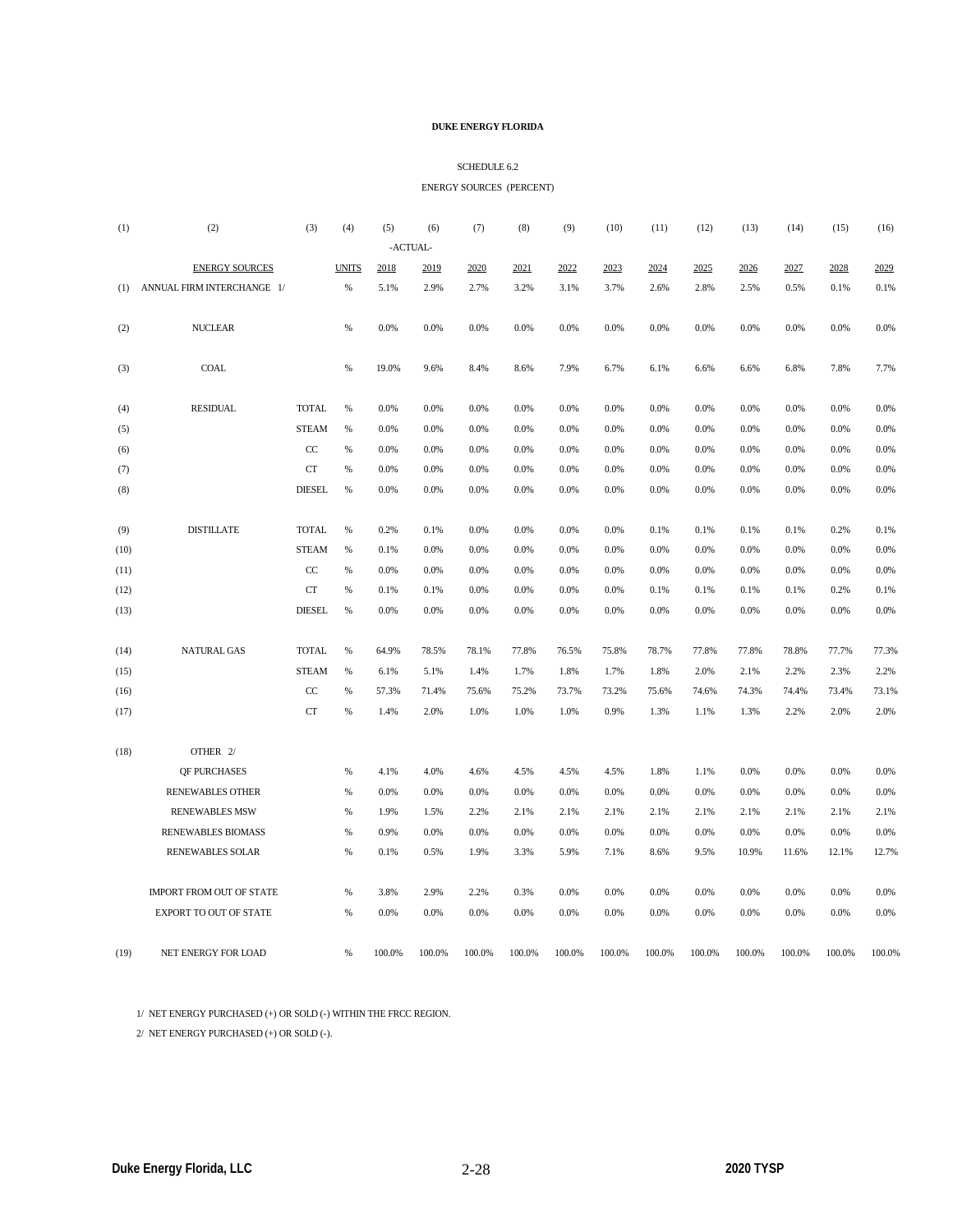**DUKE ENERGY FLORIDA**

SCHEDULE 6.2

ENERGY SOURCES (PERCENT)

| (1) | (2) | (3) | (4) | (5) | (6) | (7) | (8) | (9) | (10) | (11) | (12) | (13) | (14) | (15) | (16) |
|---|---|---|---|---|---|---|---|---|---|---|---|---|---|---|---|
| | | | | -ACTUAL- | | | | | | | | | | | |
| | ENERGY SOURCES | | UNITS | 2018 | 2019 | 2020 | 2021 | 2022 | 2023 | 2024 | 2025 | 2026 | 2027 | 2028 | 2029 |
| (1) | ANNUAL FIRM INTERCHANGE 1/ | | % | 5.1% | 2.9% | 2.7% | 3.2% | 3.1% | 3.7% | 2.6% | 2.8% | 2.5% | 0.5% | 0.1% | 0.1% |
| (2) | NUCLEAR | | % | 0.0% | 0.0% | 0.0% | 0.0% | 0.0% | 0.0% | 0.0% | 0.0% | 0.0% | 0.0% | 0.0% | 0.0% |
| (3) | COAL | | % | 19.0% | 9.6% | 8.4% | 8.6% | 7.9% | 6.7% | 6.1% | 6.6% | 6.6% | 6.8% | 7.8% | 7.7% |
| (4) | RESIDUAL | TOTAL | % | 0.0% | 0.0% | 0.0% | 0.0% | 0.0% | 0.0% | 0.0% | 0.0% | 0.0% | 0.0% | 0.0% | 0.0% |
| (5) | | STEAM | % | 0.0% | 0.0% | 0.0% | 0.0% | 0.0% | 0.0% | 0.0% | 0.0% | 0.0% | 0.0% | 0.0% | 0.0% |
| (6) | | CC | % | 0.0% | 0.0% | 0.0% | 0.0% | 0.0% | 0.0% | 0.0% | 0.0% | 0.0% | 0.0% | 0.0% | 0.0% |
| (7) | | CT | % | 0.0% | 0.0% | 0.0% | 0.0% | 0.0% | 0.0% | 0.0% | 0.0% | 0.0% | 0.0% | 0.0% | 0.0% |
| (8) | | DIESEL | % | 0.0% | 0.0% | 0.0% | 0.0% | 0.0% | 0.0% | 0.0% | 0.0% | 0.0% | 0.0% | 0.0% | 0.0% |
| (9) | DISTILLATE | TOTAL | % | 0.2% | 0.1% | 0.0% | 0.0% | 0.0% | 0.0% | 0.1% | 0.1% | 0.1% | 0.1% | 0.2% | 0.1% |
| (10) | | STEAM | % | 0.1% | 0.0% | 0.0% | 0.0% | 0.0% | 0.0% | 0.0% | 0.0% | 0.0% | 0.0% | 0.0% | 0.0% |
| (11) | | CC | % | 0.0% | 0.0% | 0.0% | 0.0% | 0.0% | 0.0% | 0.0% | 0.0% | 0.0% | 0.0% | 0.0% | 0.0% |
| (12) | | CT | % | 0.1% | 0.1% | 0.0% | 0.0% | 0.0% | 0.0% | 0.1% | 0.1% | 0.1% | 0.1% | 0.2% | 0.1% |
| (13) | | DIESEL | % | 0.0% | 0.0% | 0.0% | 0.0% | 0.0% | 0.0% | 0.0% | 0.0% | 0.0% | 0.0% | 0.0% | 0.0% |
| (14) | NATURAL GAS | TOTAL | % | 64.9% | 78.5% | 78.1% | 77.8% | 76.5% | 75.8% | 78.7% | 77.8% | 77.8% | 78.8% | 77.7% | 77.3% |
| (15) | | STEAM | % | 6.1% | 5.1% | 1.4% | 1.7% | 1.8% | 1.7% | 1.8% | 2.0% | 2.1% | 2.2% | 2.3% | 2.2% |
| (16) | | CC | % | 57.3% | 71.4% | 75.6% | 75.2% | 73.7% | 73.2% | 75.6% | 74.6% | 74.3% | 74.4% | 73.4% | 73.1% |
| (17) | | CT | % | 1.4% | 2.0% | 1.0% | 1.0% | 1.0% | 0.9% | 1.3% | 1.1% | 1.3% | 2.2% | 2.0% | 2.0% |
| (18) | OTHER 2/ | | | | | | | | | | | | | | |
| | QF PURCHASES | | % | 4.1% | 4.0% | 4.6% | 4.5% | 4.5% | 4.5% | 1.8% | 1.1% | 0.0% | 0.0% | 0.0% | 0.0% |
| | RENEWABLES OTHER | | % | 0.0% | 0.0% | 0.0% | 0.0% | 0.0% | 0.0% | 0.0% | 0.0% | 0.0% | 0.0% | 0.0% | 0.0% |
| | RENEWABLES MSW | | % | 1.9% | 1.5% | 2.2% | 2.1% | 2.1% | 2.1% | 2.1% | 2.1% | 2.1% | 2.1% | 2.1% | 2.1% |
| | RENEWABLES BIOMASS | | % | 0.9% | 0.0% | 0.0% | 0.0% | 0.0% | 0.0% | 0.0% | 0.0% | 0.0% | 0.0% | 0.0% | 0.0% |
| | RENEWABLES SOLAR | | % | 0.1% | 0.5% | 1.9% | 3.3% | 5.9% | 7.1% | 8.6% | 9.5% | 10.9% | 11.6% | 12.1% | 12.7% |
| | IMPORT FROM OUT OF STATE | | % | 3.8% | 2.9% | 2.2% | 0.3% | 0.0% | 0.0% | 0.0% | 0.0% | 0.0% | 0.0% | 0.0% | 0.0% |
| | EXPORT TO OUT OF STATE | | % | 0.0% | 0.0% | 0.0% | 0.0% | 0.0% | 0.0% | 0.0% | 0.0% | 0.0% | 0.0% | 0.0% | 0.0% |
| (19) | NET ENERGY FOR LOAD | | % | 100.0% | 100.0% | 100.0% | 100.0% | 100.0% | 100.0% | 100.0% | 100.0% | 100.0% | 100.0% | 100.0% | 100.0% |

1/ NET ENERGY PURCHASED (+) OR SOLD (-) WITHIN THE FRCC REGION.

2/ NET ENERGY PURCHASED (+) OR SOLD (-).